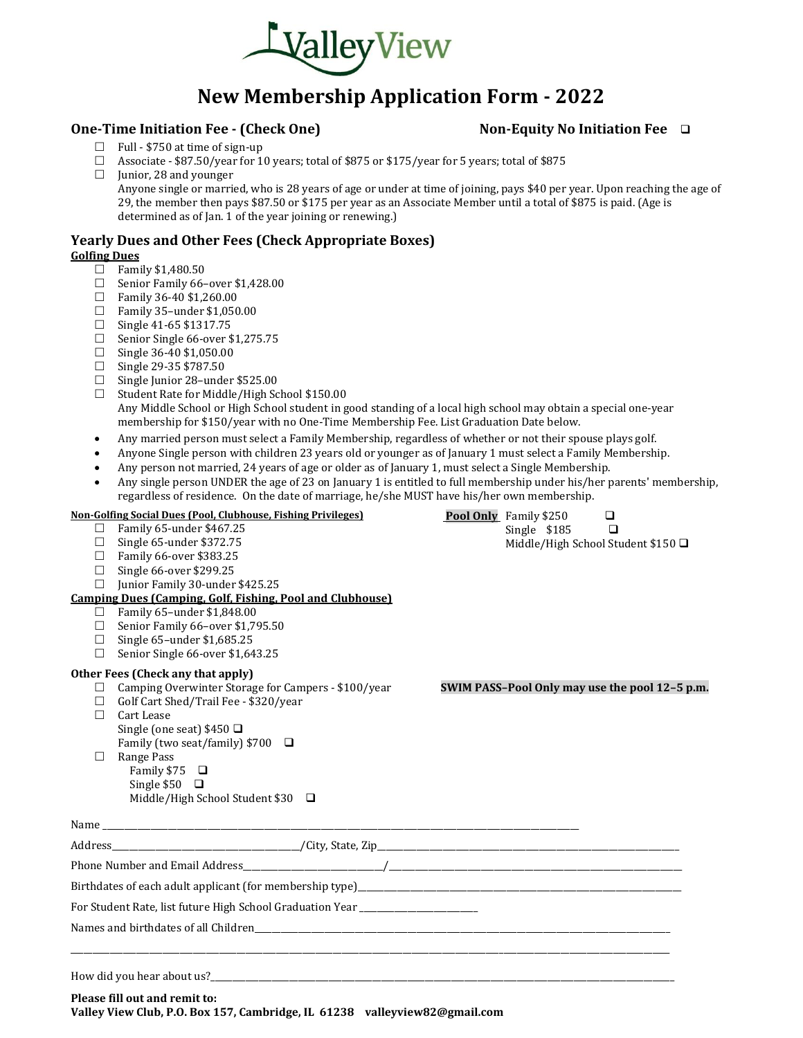ValleyView

# New Membership Application Form - 2022

### One-Time Initiation Fee - (Check One)

**Non-Equity No Initiation Fee** ❑

- ☐ Full - $750 at time of sign-up
- ☐ Associate - $87.50/year for 10 years; total of $875 or $175/year for 5 years; total of $875
- ☐ Junior, 28 and younger
  Anyone single or married, who is 28 years of age or under at time of joining, pays $40 per year. Upon reaching the age of 29, the member then pays $87.50 or $175 per year as an Associate Member until a total of $875 is paid. (Age is determined as of Jan. 1 of the year joining or renewing.)

### Yearly Dues and Other Fees (Check Appropriate Boxes)

**Golfing Dues**

- ☐ Family $1,480.50
- ☐ Senior Family 66–over $1,428.00
- ☐ Family 36-40 $1,260.00
- ☐ Family 35–under $1,050.00
- ☐ Single 41-65 $1317.75
- ☐ Senior Single 66-over $1,275.75
- ☐ Single 36-40 $1,050.00
- ☐ Single 29-35 $787.50
- ☐ Single Junior 28–under $525.00
- ☐ Student Rate for Middle/High School $150.00
  Any Middle School or High School student in good standing of a local high school may obtain a special one-year membership for $150/year with no One-Time Membership Fee. List Graduation Date below.

- Any married person must select a Family Membership, regardless of whether or not their spouse plays golf.
- Anyone Single person with children 23 years old or younger as of January 1 must select a Family Membership.
- Any person not married, 24 years of age or older as of January 1, must select a Single Membership.
- Any single person UNDER the age of 23 on January 1 is entitled to full membership under his/her parents' membership, regardless of residence. On the date of marriage, he/she MUST have his/her own membership.

**Non-Golfing Social Dues (Pool, Clubhouse, Fishing Privileges)**

- ☐ Family 65-under $467.25
- ☐ Single 65-under $372.75
- ☐ Family 66-over $383.25
- ☐ Single 66-over $299.25
- ☐ Junior Family 30-under $425.25

**Pool Only**
- Family $250 ❑
- Single $185 ❑
- Middle/High School Student $150 ❑

**Camping Dues (Camping, Golf, Fishing, Pool and Clubhouse)**

- ☐ Family 65–under $1,848.00
- ☐ Senior Family 66–over $1,795.50
- ☐ Single 65–under $1,685.25
- ☐ Senior Single 66-over $1,643.25

**Other Fees (Check any that apply)**

- ☐ Camping Overwinter Storage for Campers - $100/year
- ☐ Golf Cart Shed/Trail Fee - $320/year
- ☐ Cart Lease
  - Single (one seat) $450 ❑
  - Family (two seat/family) $700 ❑
- ☐ Range Pass
  - Family $75 ❑
  - Single $50 ❑
  - Middle/High School Student $30 ❑

**SWIM PASS–Pool Only may use the pool 12–5 p.m.**

Name ______________________________

Address______________________________/City, State, Zip______________________________

Phone Number and Email Address______________________________/______________________________

Birthdates of each adult applicant (for membership type)______________________________

For Student Rate, list future High School Graduation Year ____________________

Names and birthdates of all Children______________________________

______________________________

How did you hear about us?______________________________

**Please fill out and remit to:**
**Valley View Club, P.O. Box 157, Cambridge, IL 61238 valleyview82@gmail.com**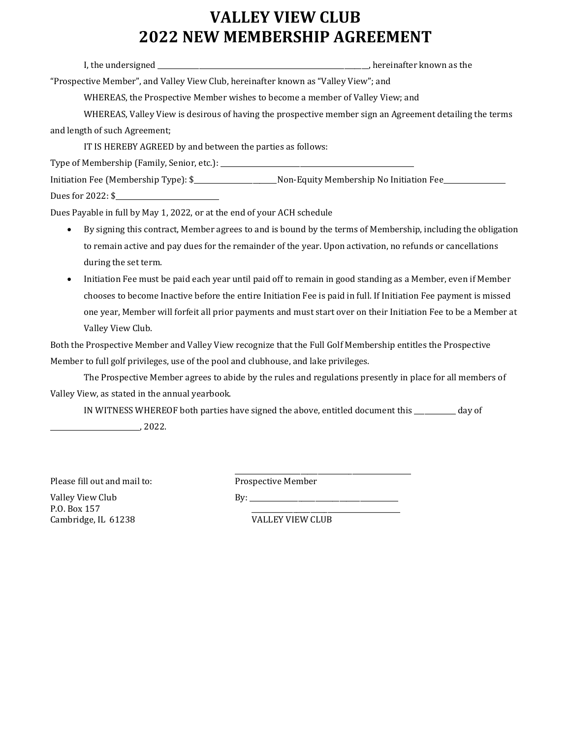# VALLEY VIEW CLUB
# 2022 NEW MEMBERSHIP AGREEMENT

I, the undersigned ______________________________________________________________, hereinafter known as the "Prospective Member", and Valley View Club, hereinafter known as "Valley View"; and

WHEREAS, the Prospective Member wishes to become a member of Valley View; and

WHEREAS, Valley View is desirous of having the prospective member sign an Agreement detailing the terms and length of such Agreement;

IT IS HEREBY AGREED by and between the parties as follows:

Type of Membership (Family, Senior, etc.): ________________________________________________________

Initiation Fee (Membership Type): $_______________________Non-Equity Membership No Initiation Fee_________________

Dues for 2022: $____________________________

Dues Payable in full by May 1, 2022, or at the end of your ACH schedule

- By signing this contract, Member agrees to and is bound by the terms of Membership, including the obligation to remain active and pay dues for the remainder of the year. Upon activation, no refunds or cancellations during the set term.
- Initiation Fee must be paid each year until paid off to remain in good standing as a Member, even if Member chooses to become Inactive before the entire Initiation Fee is paid in full. If Initiation Fee payment is missed one year, Member will forfeit all prior payments and must start over on their Initiation Fee to be a Member at Valley View Club.

Both the Prospective Member and Valley View recognize that the Full Golf Membership entitles the Prospective Member to full golf privileges, use of the pool and clubhouse, and lake privileges.

The Prospective Member agrees to abide by the rules and regulations presently in place for all members of Valley View, as stated in the annual yearbook.

IN WITNESS WHEREOF both parties have signed the above, entitled document this ___________ day of ________________________, 2022.

Please fill out and mail to:

Valley View Club
P.O. Box 157
Cambridge, IL 61238

_______________________________________________
Prospective Member

By: _________________________________________
_________________________________________
VALLEY VIEW CLUB